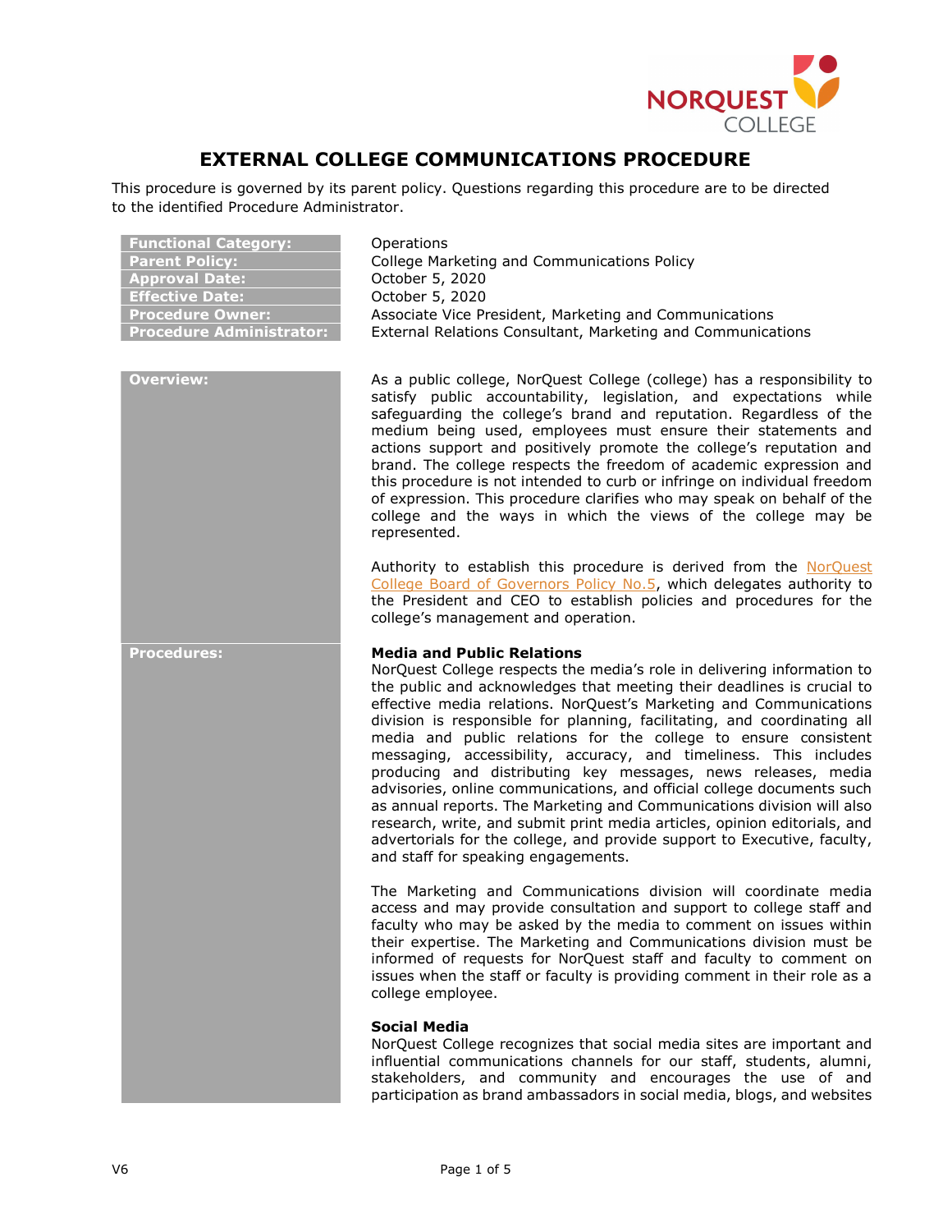# EXTERNAL COLLEGE COMMUNICATIONS PROCEDURE

This procedure is governed by its parent policy. Questions regarding this procedure are to be directed to the identified Procedure Administrator.

| | |
|---|---|
| **Functional Category:** | Operations |
| **Parent Policy:** | College Marketing and Communications Policy |
| **Approval Date:** | October 5, 2020 |
| **Effective Date:** | October 5, 2020 |
| **Procedure Owner:** | Associate Vice President, Marketing and Communications |
| **Procedure Administrator:** | External Relations Consultant, Marketing and Communications |

## Overview:

As a public college, NorQuest College (college) has a responsibility to satisfy public accountability, legislation, and expectations while safeguarding the college's brand and reputation. Regardless of the medium being used, employees must ensure their statements and actions support and positively promote the college's reputation and brand. The college respects the freedom of academic expression and this procedure is not intended to curb or infringe on individual freedom of expression. This procedure clarifies who may speak on behalf of the college and the ways in which the views of the college may be represented.

Authority to establish this procedure is derived from the NorQuest College Board of Governors Policy No.5, which delegates authority to the President and CEO to establish policies and procedures for the college's management and operation.

## Procedures:

**Media and Public Relations**

NorQuest College respects the media's role in delivering information to the public and acknowledges that meeting their deadlines is crucial to effective media relations. NorQuest's Marketing and Communications division is responsible for planning, facilitating, and coordinating all media and public relations for the college to ensure consistent messaging, accessibility, accuracy, and timeliness. This includes producing and distributing key messages, news releases, media advisories, online communications, and official college documents such as annual reports. The Marketing and Communications division will also research, write, and submit print media articles, opinion editorials, and advertorials for the college, and provide support to Executive, faculty, and staff for speaking engagements.

The Marketing and Communications division will coordinate media access and may provide consultation and support to college staff and faculty who may be asked by the media to comment on issues within their expertise. The Marketing and Communications division must be informed of requests for NorQuest staff and faculty to comment on issues when the staff or faculty is providing comment in their role as a college employee.

**Social Media**

NorQuest College recognizes that social media sites are important and influential communications channels for our staff, students, alumni, stakeholders, and community and encourages the use of and participation as brand ambassadors in social media, blogs, and websites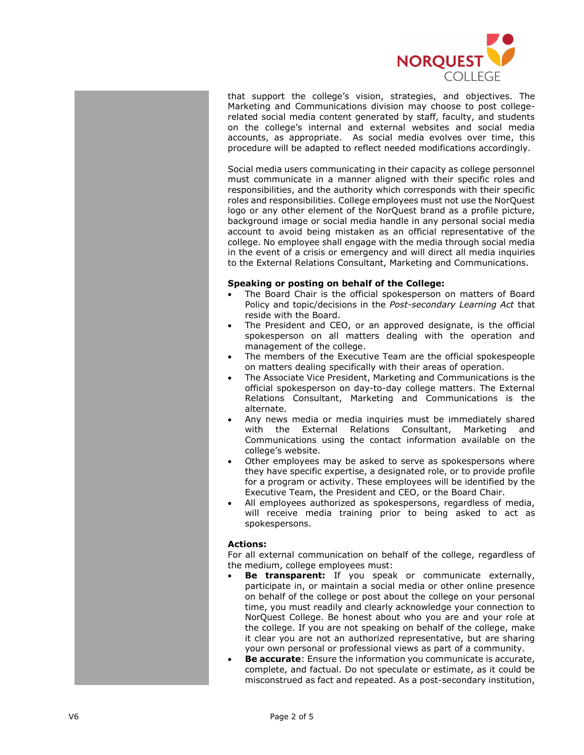that support the college's vision, strategies, and objectives. The Marketing and Communications division may choose to post college-related social media content generated by staff, faculty, and students on the college's internal and external websites and social media accounts, as appropriate. As social media evolves over time, this procedure will be adapted to reflect needed modifications accordingly.

Social media users communicating in their capacity as college personnel must communicate in a manner aligned with their specific roles and responsibilities, and the authority which corresponds with their specific roles and responsibilities. College employees must not use the NorQuest logo or any other element of the NorQuest brand as a profile picture, background image or social media handle in any personal social media account to avoid being mistaken as an official representative of the college. No employee shall engage with the media through social media in the event of a crisis or emergency and will direct all media inquiries to the External Relations Consultant, Marketing and Communications.

**Speaking or posting on behalf of the College:**

- The Board Chair is the official spokesperson on matters of Board Policy and topic/decisions in the *Post-secondary Learning Act* that reside with the Board.
- The President and CEO, or an approved designate, is the official spokesperson on all matters dealing with the operation and management of the college.
- The members of the Executive Team are the official spokespeople on matters dealing specifically with their areas of operation.
- The Associate Vice President, Marketing and Communications is the official spokesperson on day-to-day college matters. The External Relations Consultant, Marketing and Communications is the alternate.
- Any news media or media inquiries must be immediately shared with the External Relations Consultant, Marketing and Communications using the contact information available on the college's website.
- Other employees may be asked to serve as spokespersons where they have specific expertise, a designated role, or to provide profile for a program or activity. These employees will be identified by the Executive Team, the President and CEO, or the Board Chair.
- All employees authorized as spokespersons, regardless of media, will receive media training prior to being asked to act as spokespersons.

**Actions:**

For all external communication on behalf of the college, regardless of the medium, college employees must:

- **Be transparent:** If you speak or communicate externally, participate in, or maintain a social media or other online presence on behalf of the college or post about the college on your personal time, you must readily and clearly acknowledge your connection to NorQuest College. Be honest about who you are and your role at the college. If you are not speaking on behalf of the college, make it clear you are not an authorized representative, but are sharing your own personal or professional views as part of a community.
- **Be accurate**: Ensure the information you communicate is accurate, complete, and factual. Do not speculate or estimate, as it could be misconstrued as fact and repeated. As a post-secondary institution,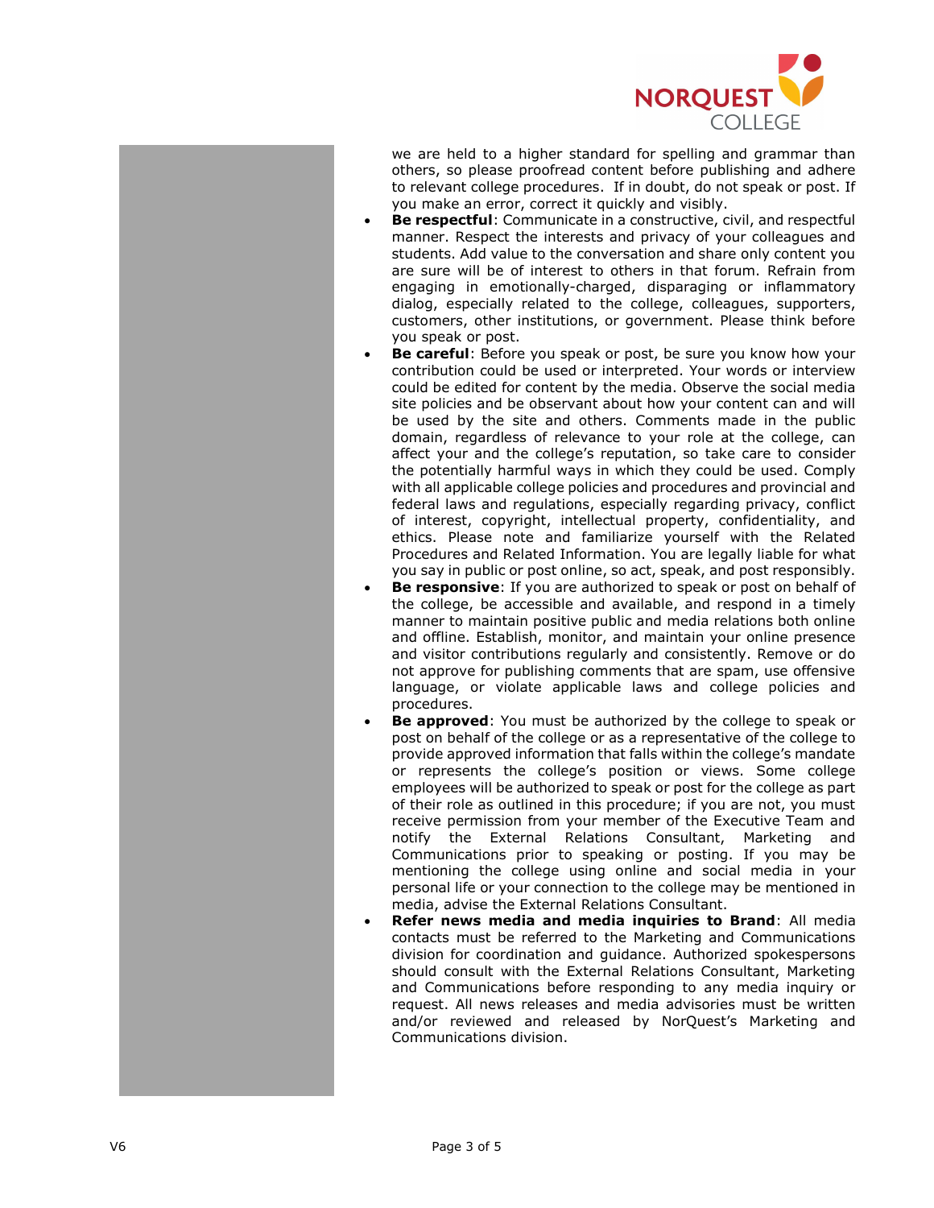we are held to a higher standard for spelling and grammar than others, so please proofread content before publishing and adhere to relevant college procedures. If in doubt, do not speak or post. If you make an error, correct it quickly and visibly.

- **Be respectful**: Communicate in a constructive, civil, and respectful manner. Respect the interests and privacy of your colleagues and students. Add value to the conversation and share only content you are sure will be of interest to others in that forum. Refrain from engaging in emotionally-charged, disparaging or inflammatory dialog, especially related to the college, colleagues, supporters, customers, other institutions, or government. Please think before you speak or post.
- **Be careful**: Before you speak or post, be sure you know how your contribution could be used or interpreted. Your words or interview could be edited for content by the media. Observe the social media site policies and be observant about how your content can and will be used by the site and others. Comments made in the public domain, regardless of relevance to your role at the college, can affect your and the college's reputation, so take care to consider the potentially harmful ways in which they could be used. Comply with all applicable college policies and procedures and provincial and federal laws and regulations, especially regarding privacy, conflict of interest, copyright, intellectual property, confidentiality, and ethics. Please note and familiarize yourself with the Related Procedures and Related Information. You are legally liable for what you say in public or post online, so act, speak, and post responsibly.
- **Be responsive**: If you are authorized to speak or post on behalf of the college, be accessible and available, and respond in a timely manner to maintain positive public and media relations both online and offline. Establish, monitor, and maintain your online presence and visitor contributions regularly and consistently. Remove or do not approve for publishing comments that are spam, use offensive language, or violate applicable laws and college policies and procedures.
- **Be approved**: You must be authorized by the college to speak or post on behalf of the college or as a representative of the college to provide approved information that falls within the college's mandate or represents the college's position or views. Some college employees will be authorized to speak or post for the college as part of their role as outlined in this procedure; if you are not, you must receive permission from your member of the Executive Team and notify the External Relations Consultant, Marketing and Communications prior to speaking or posting. If you may be mentioning the college using online and social media in your personal life or your connection to the college may be mentioned in media, advise the External Relations Consultant.
- **Refer news media and media inquiries to Brand**: All media contacts must be referred to the Marketing and Communications division for coordination and guidance. Authorized spokespersons should consult with the External Relations Consultant, Marketing and Communications before responding to any media inquiry or request. All news releases and media advisories must be written and/or reviewed and released by NorQuest's Marketing and Communications division.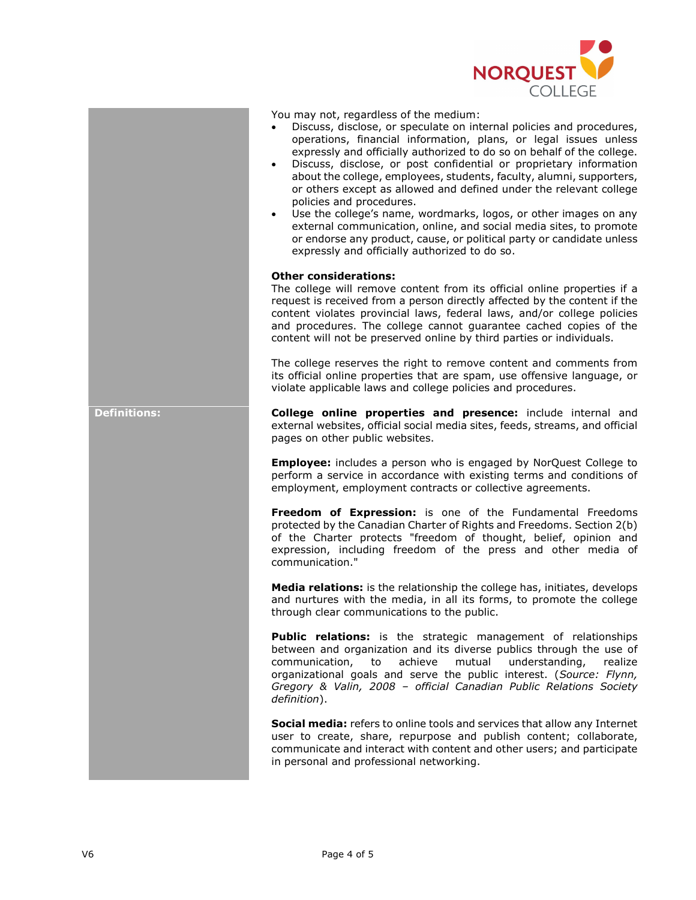You may not, regardless of the medium:

- Discuss, disclose, or speculate on internal policies and procedures, operations, financial information, plans, or legal issues unless expressly and officially authorized to do so on behalf of the college.
- Discuss, disclose, or post confidential or proprietary information about the college, employees, students, faculty, alumni, supporters, or others except as allowed and defined under the relevant college policies and procedures.
- Use the college's name, wordmarks, logos, or other images on any external communication, online, and social media sites, to promote or endorse any product, cause, or political party or candidate unless expressly and officially authorized to do so.

**Other considerations:**
The college will remove content from its official online properties if a request is received from a person directly affected by the content if the content violates provincial laws, federal laws, and/or college policies and procedures. The college cannot guarantee cached copies of the content will not be preserved online by third parties or individuals.

The college reserves the right to remove content and comments from its official online properties that are spam, use offensive language, or violate applicable laws and college policies and procedures.

## Definitions:

**College online properties and presence:** include internal and external websites, official social media sites, feeds, streams, and official pages on other public websites.

**Employee:** includes a person who is engaged by NorQuest College to perform a service in accordance with existing terms and conditions of employment, employment contracts or collective agreements.

**Freedom of Expression:** is one of the Fundamental Freedoms protected by the Canadian Charter of Rights and Freedoms. Section 2(b) of the Charter protects "freedom of thought, belief, opinion and expression, including freedom of the press and other media of communication."

**Media relations:** is the relationship the college has, initiates, develops and nurtures with the media, in all its forms, to promote the college through clear communications to the public.

**Public relations:** is the strategic management of relationships between and organization and its diverse publics through the use of communication, to achieve mutual understanding, realize organizational goals and serve the public interest. (*Source: Flynn, Gregory & Valin, 2008 – official Canadian Public Relations Society definition*).

**Social media:** refers to online tools and services that allow any Internet user to create, share, repurpose and publish content; collaborate, communicate and interact with content and other users; and participate in personal and professional networking.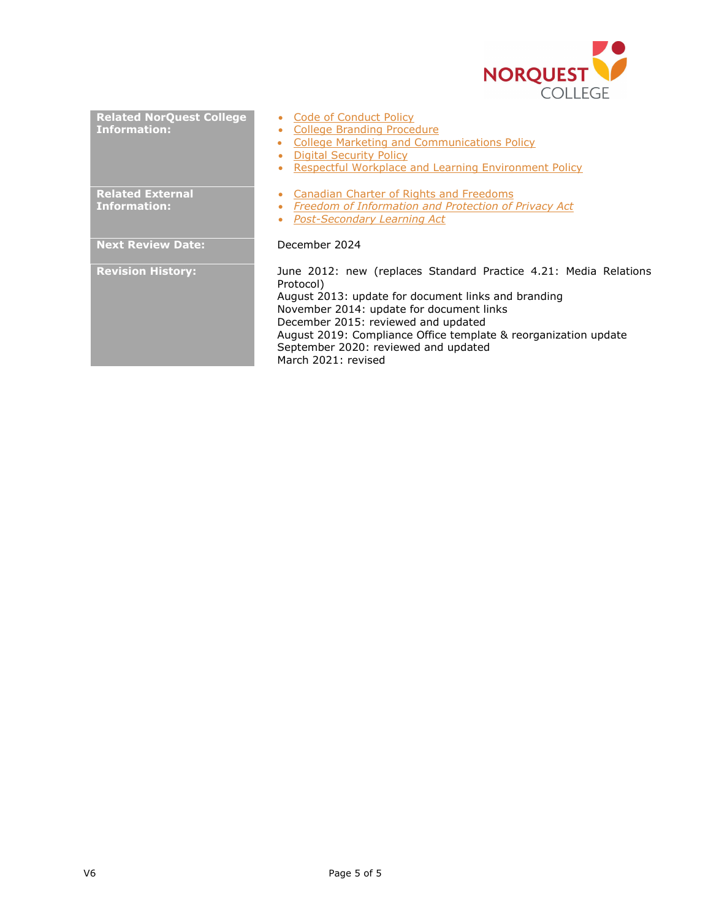| | |
|---|---|
| **Related NorQuest College Information:** | • Code of Conduct Policy<br>• College Branding Procedure<br>• College Marketing and Communications Policy<br>• Digital Security Policy<br>• Respectful Workplace and Learning Environment Policy |
| **Related External Information:** | • Canadian Charter of Rights and Freedoms<br>• *Freedom of Information and Protection of Privacy Act*<br>• *Post-Secondary Learning Act* |
| **Next Review Date:** | December 2024 |
| **Revision History:** | June 2012: new (replaces Standard Practice 4.21: Media Relations Protocol)<br>August 2013: update for document links and branding<br>November 2014: update for document links<br>December 2015: reviewed and updated<br>August 2019: Compliance Office template & reorganization update<br>September 2020: reviewed and updated<br>March 2021: revised |